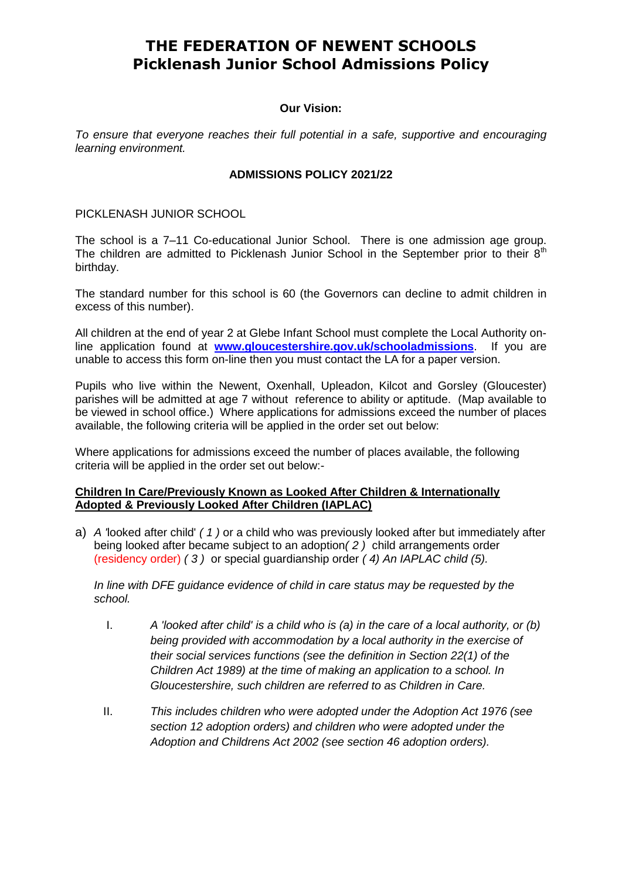# THE FEDERATION OF NEWENT SCHOOLS
# Picklenash Junior School Admissions Policy

**Our Vision:**

*To ensure that everyone reaches their full potential in a safe, supportive and encouraging learning environment.*

**ADMISSIONS POLICY 2021/22**

PICKLENASH JUNIOR SCHOOL

The school is a 7–11 Co-educational Junior School. There is one admission age group. The children are admitted to Picklenash Junior School in the September prior to their 8th birthday.

The standard number for this school is 60 (the Governors can decline to admit children in excess of this number).

All children at the end of year 2 at Glebe Infant School must complete the Local Authority on-line application found at **www.gloucestershire.gov.uk/schooladmissions**. If you are unable to access this form on-line then you must contact the LA for a paper version.

Pupils who live within the Newent, Oxenhall, Upleadon, Kilcot and Gorsley (Gloucester) parishes will be admitted at age 7 without reference to ability or aptitude. (Map available to be viewed in school office.) Where applications for admissions exceed the number of places available, the following criteria will be applied in the order set out below:

Where applications for admissions exceed the number of places available, the following criteria will be applied in the order set out below:-

**Children In Care/Previously Known as Looked After Children & Internationally Adopted & Previously Looked After Children (IAPLAC)**

a) *A* 'looked after child' *( 1 )* or a child who was previously looked after but immediately after being looked after became subject to an adoption*( 2 )* child arrangements order (residency order) *( 3 )* or special guardianship order *( 4) An IAPLAC child (5).*

   *In line with DFE guidance evidence of child in care status may be requested by the school.*

   I. *A 'looked after child' is a child who is (a) in the care of a local authority, or (b) being provided with accommodation by a local authority in the exercise of their social services functions (see the definition in Section 22(1) of the Children Act 1989) at the time of making an application to a school. In Gloucestershire, such children are referred to as Children in Care.*

   II. *This includes children who were adopted under the Adoption Act 1976 (see section 12 adoption orders) and children who were adopted under the Adoption and Childrens Act 2002 (see section 46 adoption orders).*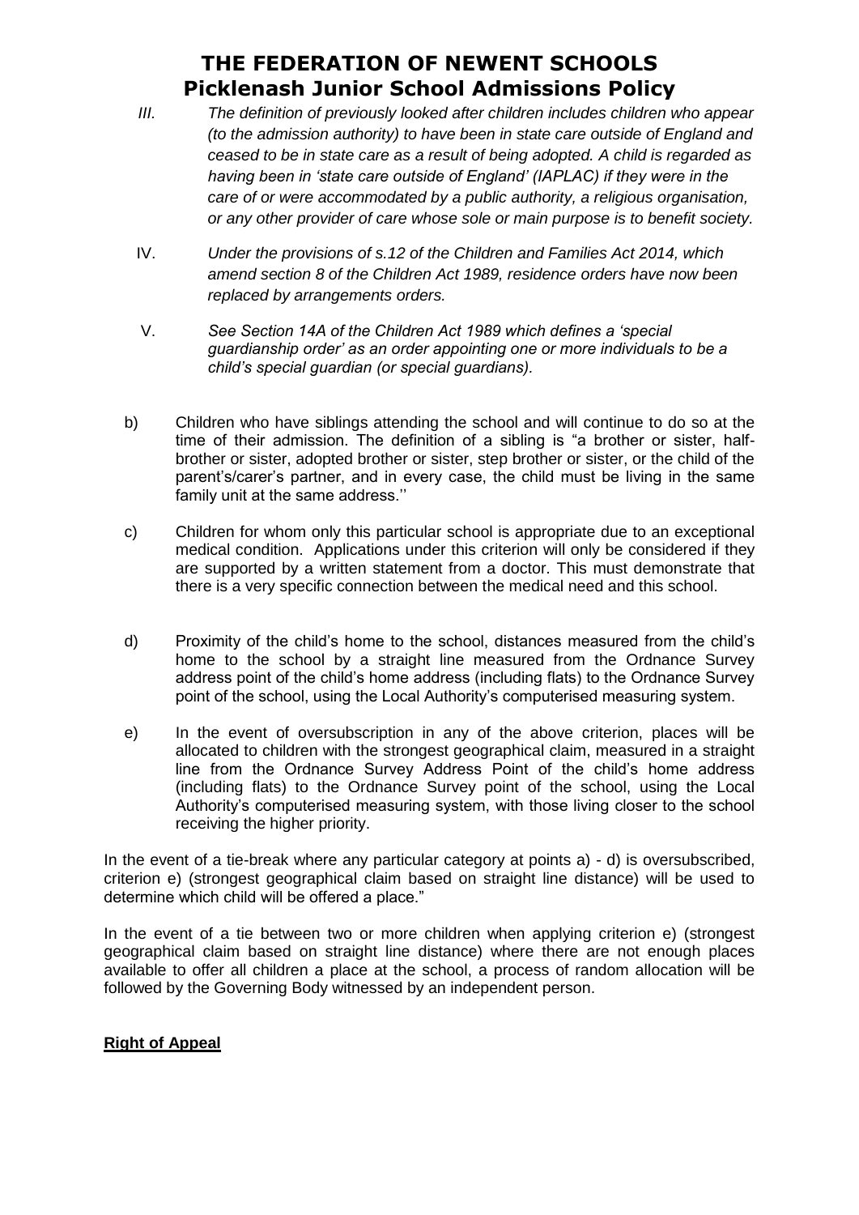III. *The definition of previously looked after children includes children who appear (to the admission authority) to have been in state care outside of England and ceased to be in state care as a result of being adopted. A child is regarded as having been in 'state care outside of England' (IAPLAC) if they were in the care of or were accommodated by a public authority, a religious organisation, or any other provider of care whose sole or main purpose is to benefit society.*

IV. *Under the provisions of s.12 of the Children and Families Act 2014, which amend section 8 of the Children Act 1989, residence orders have now been replaced by arrangements orders.*

V. *See Section 14A of the Children Act 1989 which defines a 'special guardianship order' as an order appointing one or more individuals to be a child's special guardian (or special guardians).*

b) Children who have siblings attending the school and will continue to do so at the time of their admission. The definition of a sibling is "a brother or sister, half-brother or sister, adopted brother or sister, step brother or sister, or the child of the parent's/carer's partner, and in every case, the child must be living in the same family unit at the same address.''

c) Children for whom only this particular school is appropriate due to an exceptional medical condition. Applications under this criterion will only be considered if they are supported by a written statement from a doctor. This must demonstrate that there is a very specific connection between the medical need and this school.

d) Proximity of the child's home to the school, distances measured from the child's home to the school by a straight line measured from the Ordnance Survey address point of the child's home address (including flats) to the Ordnance Survey point of the school, using the Local Authority's computerised measuring system.

e) In the event of oversubscription in any of the above criterion, places will be allocated to children with the strongest geographical claim, measured in a straight line from the Ordnance Survey Address Point of the child's home address (including flats) to the Ordnance Survey point of the school, using the Local Authority's computerised measuring system, with those living closer to the school receiving the higher priority.

In the event of a tie-break where any particular category at points a) - d) is oversubscribed, criterion e) (strongest geographical claim based on straight line distance) will be used to determine which child will be offered a place."

In the event of a tie between two or more children when applying criterion e) (strongest geographical claim based on straight line distance) where there are not enough places available to offer all children a place at the school, a process of random allocation will be followed by the Governing Body witnessed by an independent person.

**Right of Appeal**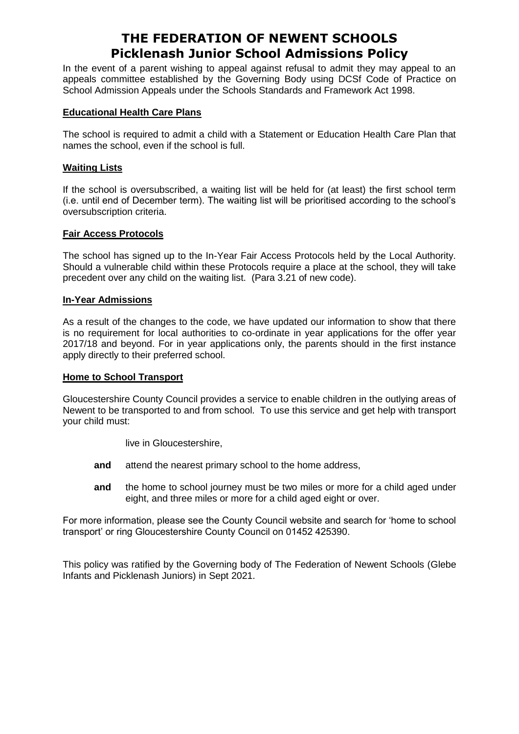# THE FEDERATION OF NEWENT SCHOOLS
# Picklenash Junior School Admissions Policy

In the event of a parent wishing to appeal against refusal to admit they may appeal to an appeals committee established by the Governing Body using DCSf Code of Practice on School Admission Appeals under the Schools Standards and Framework Act 1998.

## Educational Health Care Plans

The school is required to admit a child with a Statement or Education Health Care Plan that names the school, even if the school is full.

## Waiting Lists

If the school is oversubscribed, a waiting list will be held for (at least) the first school term (i.e. until end of December term). The waiting list will be prioritised according to the school's oversubscription criteria.

## Fair Access Protocols

The school has signed up to the In-Year Fair Access Protocols held by the Local Authority. Should a vulnerable child within these Protocols require a place at the school, they will take precedent over any child on the waiting list. (Para 3.21 of new code).

## In-Year Admissions

As a result of the changes to the code, we have updated our information to show that there is no requirement for local authorities to co-ordinate in year applications for the offer year 2017/18 and beyond. For in year applications only, the parents should in the first instance apply directly to their preferred school.

## Home to School Transport

Gloucestershire County Council provides a service to enable children in the outlying areas of Newent to be transported to and from school. To use this service and get help with transport your child must:

live in Gloucestershire,

**and** attend the nearest primary school to the home address,

**and** the home to school journey must be two miles or more for a child aged under eight, and three miles or more for a child aged eight or over.

For more information, please see the County Council website and search for 'home to school transport' or ring Gloucestershire County Council on 01452 425390.

This policy was ratified by the Governing body of The Federation of Newent Schools (Glebe Infants and Picklenash Juniors) in Sept 2021.